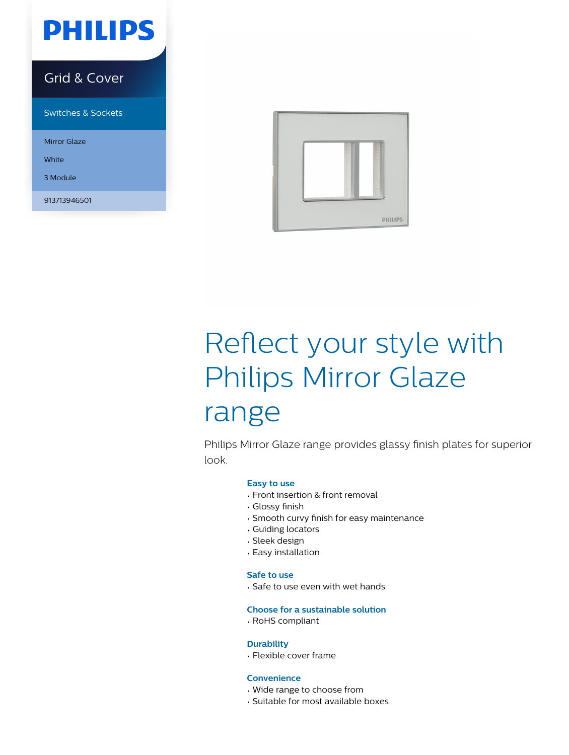PHILIPS

Grid & Cover

Switches & Sockets

Mirror Glaze

White

3 Module

913713946501

# Reflect your style with Philips Mirror Glaze range

Philips Mirror Glaze range provides glassy finish plates for superior look.

### Easy to use

- Front insertion & front removal
- Glossy finish
- Smooth curvy finish for easy maintenance
- Guiding locators
- Sleek design
- Easy installation

### Safe to use

- Safe to use even with wet hands

### Choose for a sustainable solution

- RoHS compliant

### Durability

- Flexible cover frame

### Convenience

- Wide range to choose from
- Suitable for most available boxes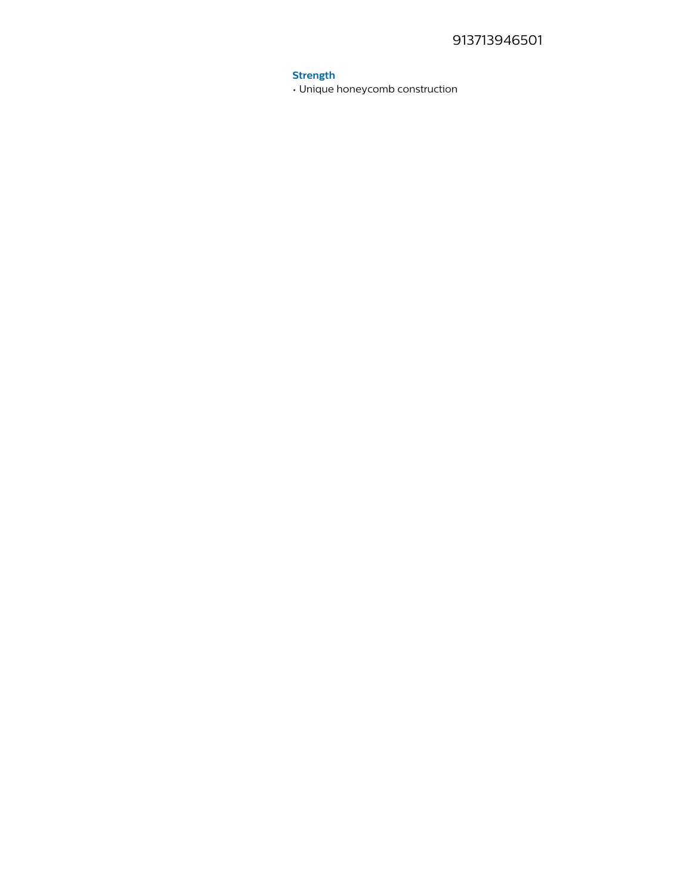### Strength

- Unique honeycomb construction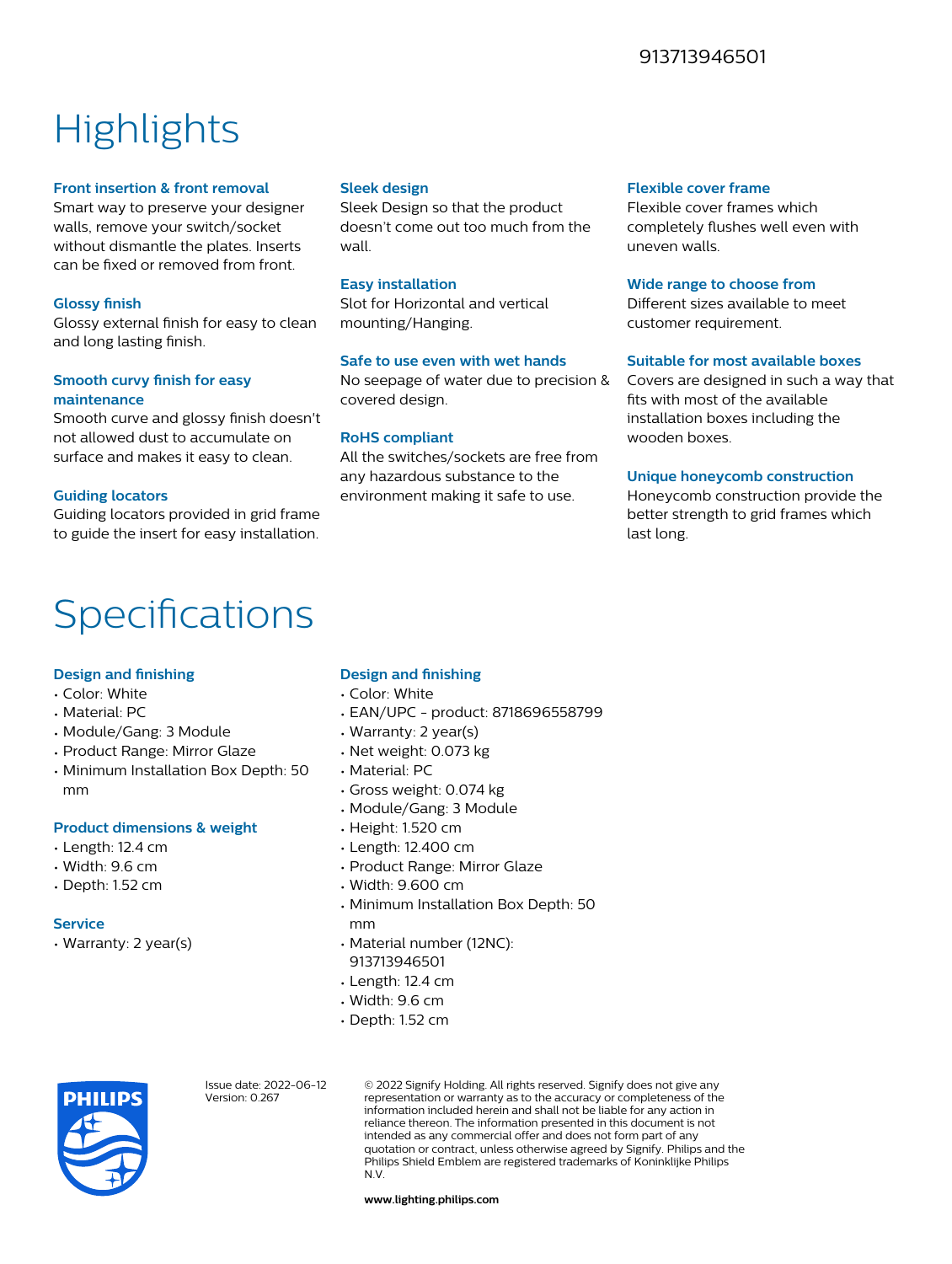913713946501

# Highlights

### Front insertion & front removal
Smart way to preserve your designer walls, remove your switch/socket without dismantle the plates. Inserts can be fixed or removed from front.

### Glossy finish
Glossy external finish for easy to clean and long lasting finish.

### Smooth curvy finish for easy maintenance
Smooth curve and glossy finish doesn't not allowed dust to accumulate on surface and makes it easy to clean.

### Guiding locators
Guiding locators provided in grid frame to guide the insert for easy installation.

### Sleek design
Sleek Design so that the product doesn't come out too much from the wall.

### Easy installation
Slot for Horizontal and vertical mounting/Hanging.

### Safe to use even with wet hands
No seepage of water due to precision & covered design.

### RoHS compliant
All the switches/sockets are free from any hazardous substance to the environment making it safe to use.

### Flexible cover frame
Flexible cover frames which completely flushes well even with uneven walls.

### Wide range to choose from
Different sizes available to meet customer requirement.

### Suitable for most available boxes
Covers are designed in such a way that fits with most of the available installation boxes including the wooden boxes.

### Unique honeycomb construction
Honeycomb construction provide the better strength to grid frames which last long.

# Specifications

### Design and finishing
- Color: White
- Material: PC
- Module/Gang: 3 Module
- Product Range: Mirror Glaze
- Minimum Installation Box Depth: 50 mm

### Product dimensions & weight
- Length: 12.4 cm
- Width: 9.6 cm
- Depth: 1.52 cm

### Service
- Warranty: 2 year(s)

### Design and finishing
- Color: White
- EAN/UPC - product: 8718696558799
- Warranty: 2 year(s)
- Net weight: 0.073 kg
- Material: PC
- Gross weight: 0.074 kg
- Module/Gang: 3 Module
- Height: 1.520 cm
- Length: 12.400 cm
- Product Range: Mirror Glaze
- Width: 9.600 cm
- Minimum Installation Box Depth: 50 mm
- Material number (12NC): 913713946501
- Length: 12.4 cm
- Width: 9.6 cm
- Depth: 1.52 cm

Issue date: 2022-06-12
Version: 0.267

© 2022 Signify Holding. All rights reserved. Signify does not give any representation or warranty as to the accuracy or completeness of the information included herein and shall not be liable for any action in reliance thereon. The information presented in this document is not intended as any commercial offer and does not form part of any quotation or contract, unless otherwise agreed by Signify. Philips and the Philips Shield Emblem are registered trademarks of Koninklijke Philips N.V.

**www.lighting.philips.com**